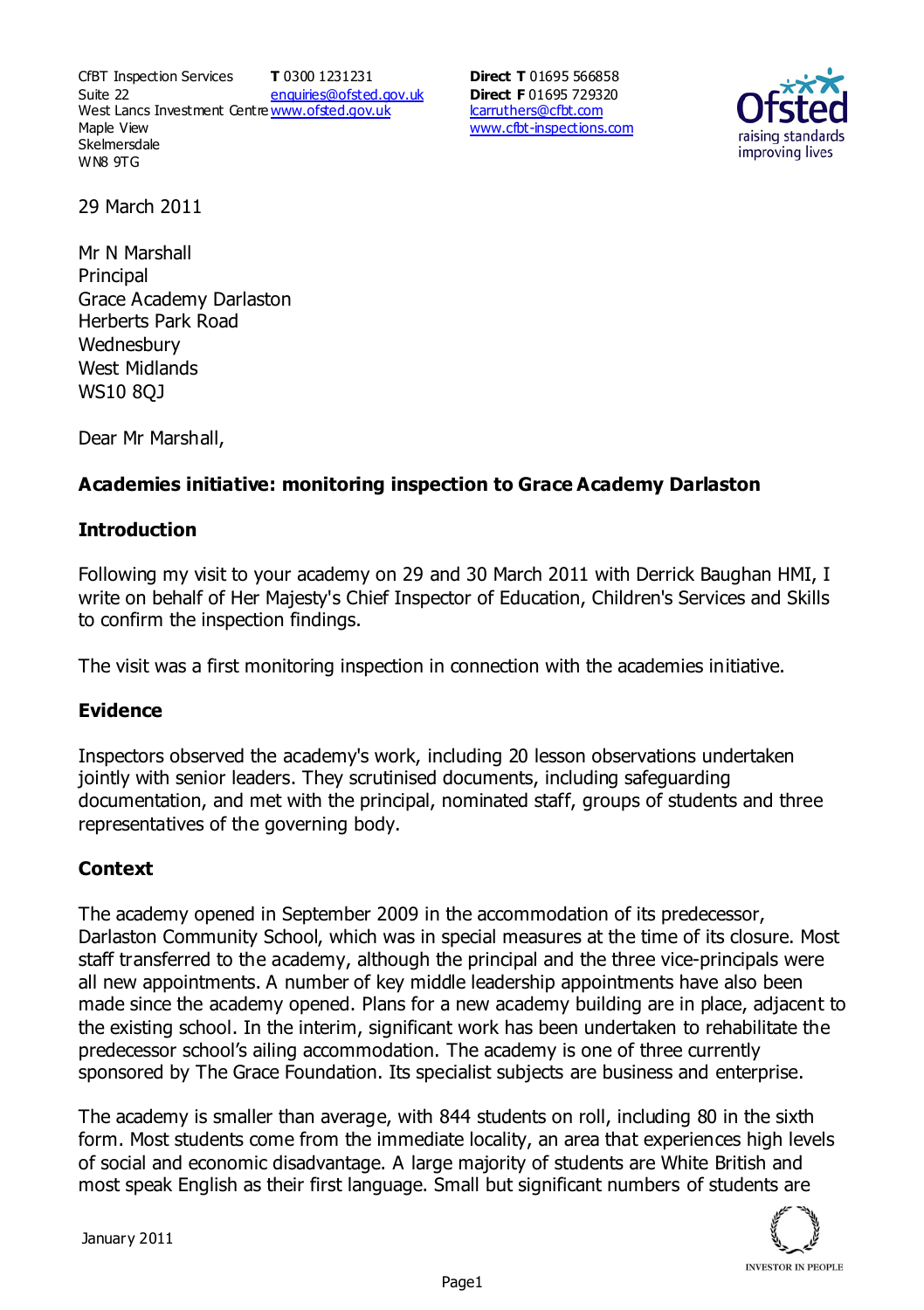CfBT Inspection Services
Suite 22
West Lancs Investment Centre
Maple View
Skelmersdale
WN8 9TG

**T** 0300 1231231
enquiries@ofsted.gov.uk
www.ofsted.gov.uk

**Direct T** 01695 566858
**Direct F** 01695 729320
lcarruthers@cfbt.com
www.cfbt-inspections.com

29 March 2011

Mr N Marshall
Principal
Grace Academy Darlaston
Herberts Park Road
Wednesbury
West Midlands
WS10 8QJ

Dear Mr Marshall,

**Academies initiative: monitoring inspection to Grace Academy Darlaston**

## Introduction

Following my visit to your academy on 29 and 30 March 2011 with Derrick Baughan HMI, I write on behalf of Her Majesty's Chief Inspector of Education, Children's Services and Skills to confirm the inspection findings.

The visit was a first monitoring inspection in connection with the academies initiative.

## Evidence

Inspectors observed the academy's work, including 20 lesson observations undertaken jointly with senior leaders. They scrutinised documents, including safeguarding documentation, and met with the principal, nominated staff, groups of students and three representatives of the governing body.

## Context

The academy opened in September 2009 in the accommodation of its predecessor, Darlaston Community School, which was in special measures at the time of its closure. Most staff transferred to the academy, although the principal and the three vice-principals were all new appointments. A number of key middle leadership appointments have also been made since the academy opened. Plans for a new academy building are in place, adjacent to the existing school. In the interim, significant work has been undertaken to rehabilitate the predecessor school's ailing accommodation. The academy is one of three currently sponsored by The Grace Foundation. Its specialist subjects are business and enterprise.

The academy is smaller than average, with 844 students on roll, including 80 in the sixth form. Most students come from the immediate locality, an area that experiences high levels of social and economic disadvantage. A large majority of students are White British and most speak English as their first language. Small but significant numbers of students are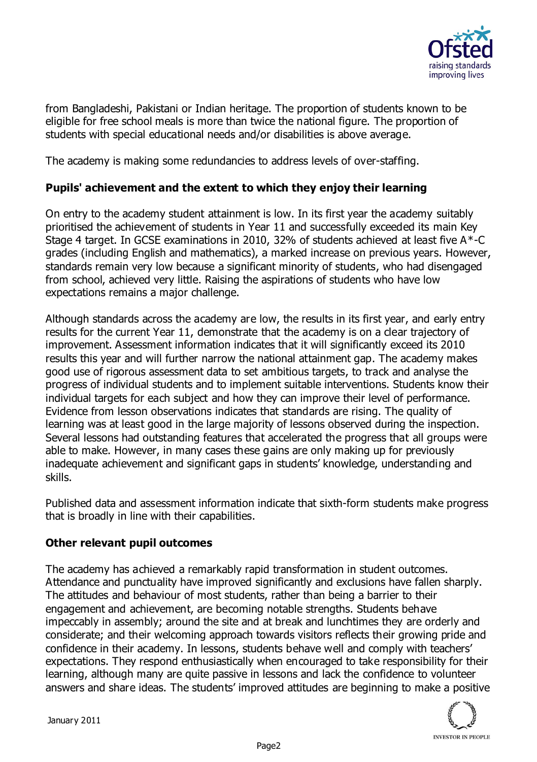from Bangladeshi, Pakistani or Indian heritage. The proportion of students known to be eligible for free school meals is more than twice the national figure. The proportion of students with special educational needs and/or disabilities is above average.

The academy is making some redundancies to address levels of over-staffing.

**Pupils' achievement and the extent to which they enjoy their learning**

On entry to the academy student attainment is low. In its first year the academy suitably prioritised the achievement of students in Year 11 and successfully exceeded its main Key Stage 4 target. In GCSE examinations in 2010, 32% of students achieved at least five A*-C grades (including English and mathematics), a marked increase on previous years. However, standards remain very low because a significant minority of students, who had disengaged from school, achieved very little. Raising the aspirations of students who have low expectations remains a major challenge.

Although standards across the academy are low, the results in its first year, and early entry results for the current Year 11, demonstrate that the academy is on a clear trajectory of improvement. Assessment information indicates that it will significantly exceed its 2010 results this year and will further narrow the national attainment gap. The academy makes good use of rigorous assessment data to set ambitious targets, to track and analyse the progress of individual students and to implement suitable interventions. Students know their individual targets for each subject and how they can improve their level of performance. Evidence from lesson observations indicates that standards are rising. The quality of learning was at least good in the large majority of lessons observed during the inspection. Several lessons had outstanding features that accelerated the progress that all groups were able to make. However, in many cases these gains are only making up for previously inadequate achievement and significant gaps in students' knowledge, understanding and skills.

Published data and assessment information indicate that sixth-form students make progress that is broadly in line with their capabilities.

**Other relevant pupil outcomes**

The academy has achieved a remarkably rapid transformation in student outcomes. Attendance and punctuality have improved significantly and exclusions have fallen sharply. The attitudes and behaviour of most students, rather than being a barrier to their engagement and achievement, are becoming notable strengths. Students behave impeccably in assembly; around the site and at break and lunchtimes they are orderly and considerate; and their welcoming approach towards visitors reflects their growing pride and confidence in their academy. In lessons, students behave well and comply with teachers' expectations. They respond enthusiastically when encouraged to take responsibility for their learning, although many are quite passive in lessons and lack the confidence to volunteer answers and share ideas. The students' improved attitudes are beginning to make a positive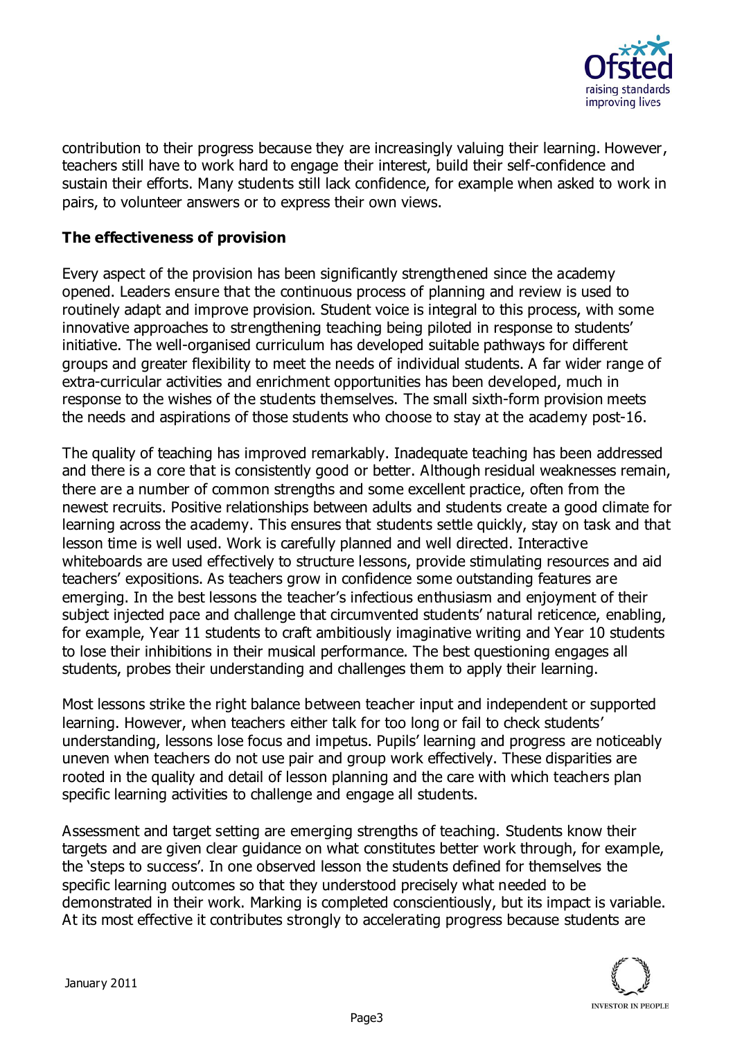contribution to their progress because they are increasingly valuing their learning. However, teachers still have to work hard to engage their interest, build their self-confidence and sustain their efforts. Many students still lack confidence, for example when asked to work in pairs, to volunteer answers or to express their own views.

### The effectiveness of provision

Every aspect of the provision has been significantly strengthened since the academy opened. Leaders ensure that the continuous process of planning and review is used to routinely adapt and improve provision. Student voice is integral to this process, with some innovative approaches to strengthening teaching being piloted in response to students' initiative. The well-organised curriculum has developed suitable pathways for different groups and greater flexibility to meet the needs of individual students. A far wider range of extra-curricular activities and enrichment opportunities has been developed, much in response to the wishes of the students themselves. The small sixth-form provision meets the needs and aspirations of those students who choose to stay at the academy post-16.

The quality of teaching has improved remarkably. Inadequate teaching has been addressed and there is a core that is consistently good or better. Although residual weaknesses remain, there are a number of common strengths and some excellent practice, often from the newest recruits. Positive relationships between adults and students create a good climate for learning across the academy. This ensures that students settle quickly, stay on task and that lesson time is well used. Work is carefully planned and well directed. Interactive whiteboards are used effectively to structure lessons, provide stimulating resources and aid teachers' expositions. As teachers grow in confidence some outstanding features are emerging. In the best lessons the teacher's infectious enthusiasm and enjoyment of their subject injected pace and challenge that circumvented students' natural reticence, enabling, for example, Year 11 students to craft ambitiously imaginative writing and Year 10 students to lose their inhibitions in their musical performance. The best questioning engages all students, probes their understanding and challenges them to apply their learning.

Most lessons strike the right balance between teacher input and independent or supported learning. However, when teachers either talk for too long or fail to check students' understanding, lessons lose focus and impetus. Pupils' learning and progress are noticeably uneven when teachers do not use pair and group work effectively. These disparities are rooted in the quality and detail of lesson planning and the care with which teachers plan specific learning activities to challenge and engage all students.

Assessment and target setting are emerging strengths of teaching. Students know their targets and are given clear guidance on what constitutes better work through, for example, the 'steps to success'. In one observed lesson the students defined for themselves the specific learning outcomes so that they understood precisely what needed to be demonstrated in their work. Marking is completed conscientiously, but its impact is variable. At its most effective it contributes strongly to accelerating progress because students are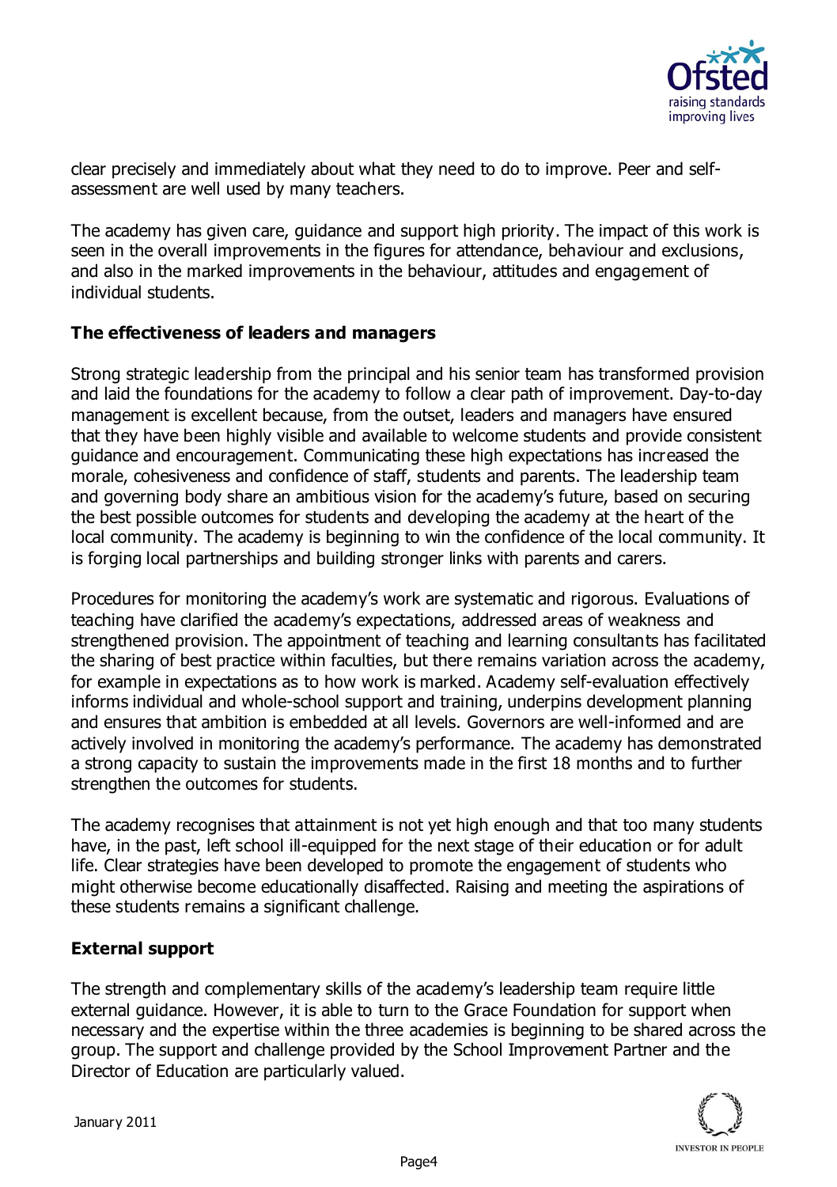clear precisely and immediately about what they need to do to improve. Peer and self-assessment are well used by many teachers.

The academy has given care, guidance and support high priority. The impact of this work is seen in the overall improvements in the figures for attendance, behaviour and exclusions, and also in the marked improvements in the behaviour, attitudes and engagement of individual students.

**The effectiveness of leaders and managers**

Strong strategic leadership from the principal and his senior team has transformed provision and laid the foundations for the academy to follow a clear path of improvement. Day-to-day management is excellent because, from the outset, leaders and managers have ensured that they have been highly visible and available to welcome students and provide consistent guidance and encouragement. Communicating these high expectations has increased the morale, cohesiveness and confidence of staff, students and parents. The leadership team and governing body share an ambitious vision for the academy's future, based on securing the best possible outcomes for students and developing the academy at the heart of the local community. The academy is beginning to win the confidence of the local community. It is forging local partnerships and building stronger links with parents and carers.

Procedures for monitoring the academy's work are systematic and rigorous. Evaluations of teaching have clarified the academy's expectations, addressed areas of weakness and strengthened provision. The appointment of teaching and learning consultants has facilitated the sharing of best practice within faculties, but there remains variation across the academy, for example in expectations as to how work is marked. Academy self-evaluation effectively informs individual and whole-school support and training, underpins development planning and ensures that ambition is embedded at all levels. Governors are well-informed and are actively involved in monitoring the academy's performance. The academy has demonstrated a strong capacity to sustain the improvements made in the first 18 months and to further strengthen the outcomes for students.

The academy recognises that attainment is not yet high enough and that too many students have, in the past, left school ill-equipped for the next stage of their education or for adult life. Clear strategies have been developed to promote the engagement of students who might otherwise become educationally disaffected. Raising and meeting the aspirations of these students remains a significant challenge.

**External support**

The strength and complementary skills of the academy's leadership team require little external guidance. However, it is able to turn to the Grace Foundation for support when necessary and the expertise within the three academies is beginning to be shared across the group. The support and challenge provided by the School Improvement Partner and the Director of Education are particularly valued.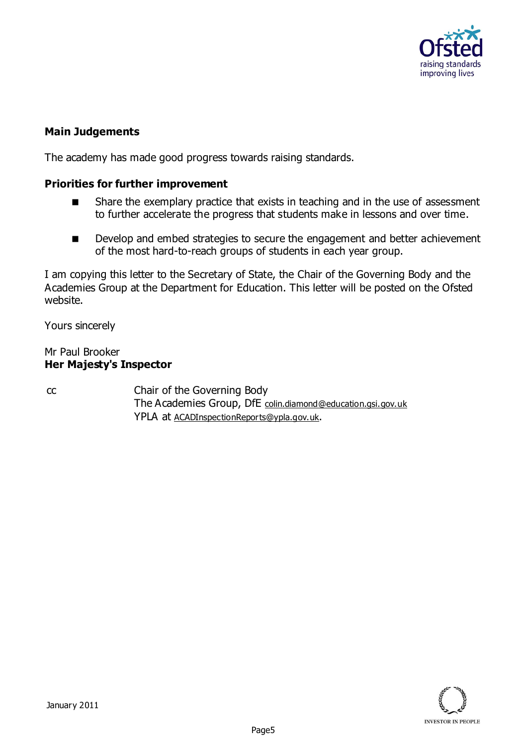**Main Judgements**

The academy has made good progress towards raising standards.

**Priorities for further improvement**

- Share the exemplary practice that exists in teaching and in the use of assessment to further accelerate the progress that students make in lessons and over time.
- Develop and embed strategies to secure the engagement and better achievement of the most hard-to-reach groups of students in each year group.

I am copying this letter to the Secretary of State, the Chair of the Governing Body and the Academies Group at the Department for Education. This letter will be posted on the Ofsted website.

Yours sincerely

Mr Paul Brooker
**Her Majesty's Inspector**

cc Chair of the Governing Body
The Academies Group, DfE colin.diamond@education.gsi.gov.uk
YPLA at ACADInspectionReports@ypla.gov.uk.

January 2011